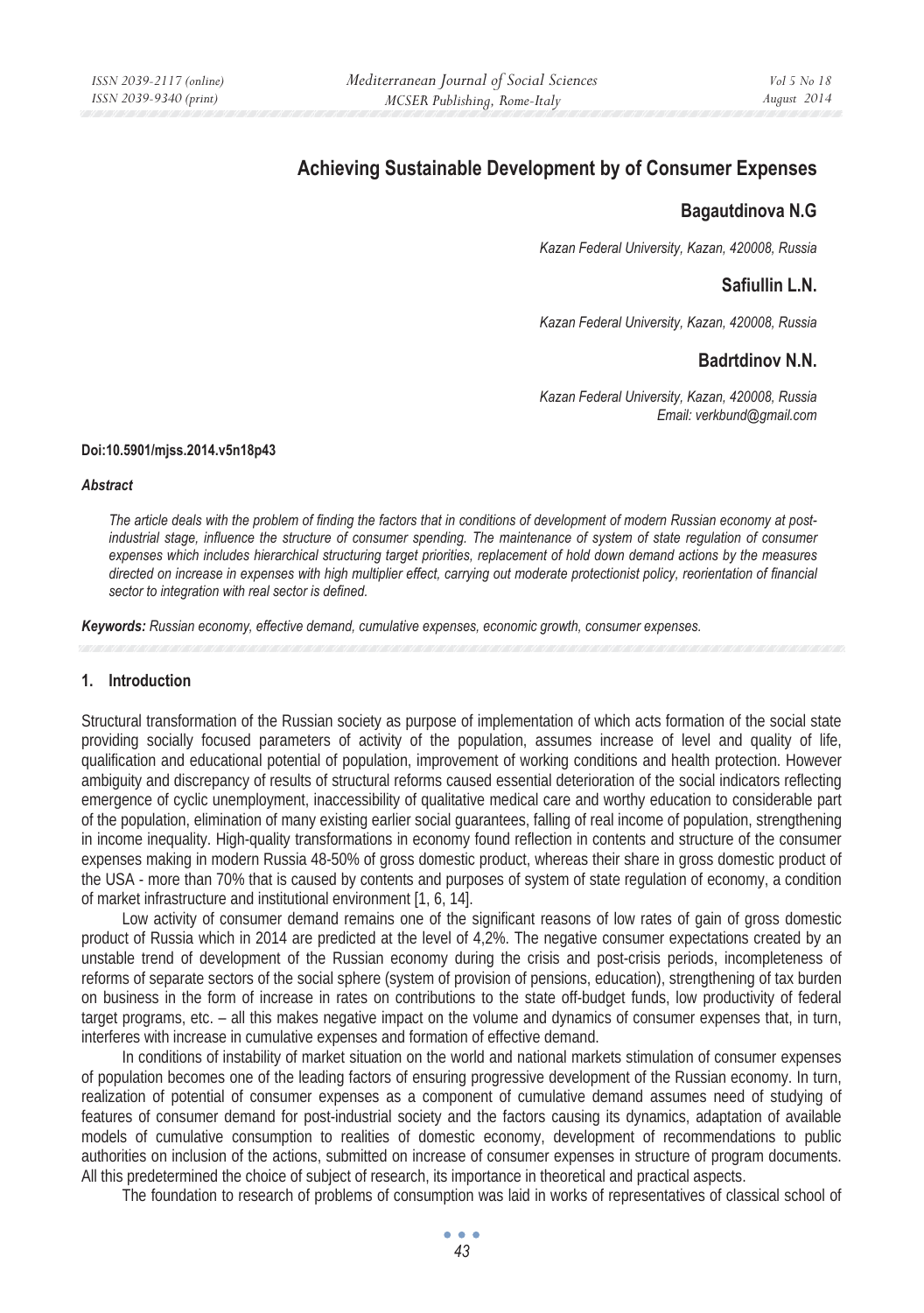# Achieving Sustainable Development by of Consumer Expenses

**Bagautdinova N.G**

*Kazan Federal University, Kazan, 420008, Russia*

**Safiullin L.N.**

*Kazan Federal University, Kazan, 420008, Russia*

**Badrtdinov N.N.**

*Kazan Federal University, Kazan, 420008, Russia*
*Email: verkbund@gmail.com*

**Doi:10.5901/mjss.2014.v5n18p43**

***Abstract***

*The article deals with the problem of finding the factors that in conditions of development of modern Russian economy at post-industrial stage, influence the structure of consumer spending. The maintenance of system of state regulation of consumer expenses which includes hierarchical structuring target priorities, replacement of hold down demand actions by the measures directed on increase in expenses with high multiplier effect, carrying out moderate protectionist policy, reorientation of financial sector to integration with real sector is defined.*

***Keywords:*** *Russian economy, effective demand, cumulative expenses, economic growth, consumer expenses.*

## 1. Introduction

Structural transformation of the Russian society as purpose of implementation of which acts formation of the social state providing socially focused parameters of activity of the population, assumes increase of level and quality of life, qualification and educational potential of population, improvement of working conditions and health protection. However ambiguity and discrepancy of results of structural reforms caused essential deterioration of the social indicators reflecting emergence of cyclic unemployment, inaccessibility of qualitative medical care and worthy education to considerable part of the population, elimination of many existing earlier social guarantees, falling of real income of population, strengthening in income inequality. High-quality transformations in economy found reflection in contents and structure of the consumer expenses making in modern Russia 48-50% of gross domestic product, whereas their share in gross domestic product of the USA - more than 70% that is caused by contents and purposes of system of state regulation of economy, a condition of market infrastructure and institutional environment [1, 6, 14].

Low activity of consumer demand remains one of the significant reasons of low rates of gain of gross domestic product of Russia which in 2014 are predicted at the level of 4,2%. The negative consumer expectations created by an unstable trend of development of the Russian economy during the crisis and post-crisis periods, incompleteness of reforms of separate sectors of the social sphere (system of provision of pensions, education), strengthening of tax burden on business in the form of increase in rates on contributions to the state off-budget funds, low productivity of federal target programs, etc. – all this makes negative impact on the volume and dynamics of consumer expenses that, in turn, interferes with increase in cumulative expenses and formation of effective demand.

In conditions of instability of market situation on the world and national markets stimulation of consumer expenses of population becomes one of the leading factors of ensuring progressive development of the Russian economy. In turn, realization of potential of consumer expenses as a component of cumulative demand assumes need of studying of features of consumer demand for post-industrial society and the factors causing its dynamics, adaptation of available models of cumulative consumption to realities of domestic economy, development of recommendations to public authorities on inclusion of the actions, submitted on increase of consumer expenses in structure of program documents. All this predetermined the choice of subject of research, its importance in theoretical and practical aspects.

The foundation to research of problems of consumption was laid in works of representatives of classical school of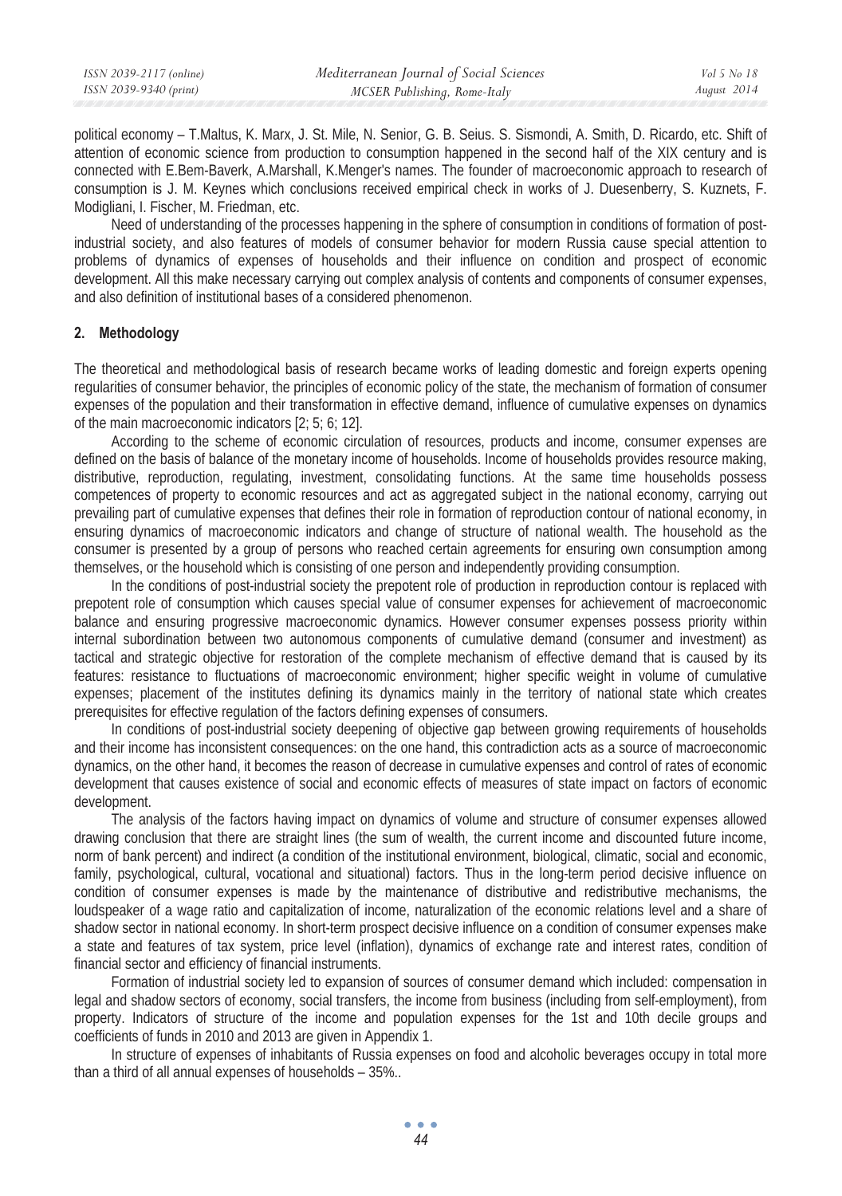political economy – T.Maltus, K. Marx, J. St. Mile, N. Senior, G. B. Seius. S. Sismondi, A. Smith, D. Ricardo, etc. Shift of attention of economic science from production to consumption happened in the second half of the XIX century and is connected with E.Bem-Baverk, A.Marshall, K.Menger's names. The founder of macroeconomic approach to research of consumption is J. M. Keynes which conclusions received empirical check in works of J. Duesenberry, S. Kuznets, F. Modigliani, I. Fischer, M. Friedman, etc.

Need of understanding of the processes happening in the sphere of consumption in conditions of formation of post-industrial society, and also features of models of consumer behavior for modern Russia cause special attention to problems of dynamics of expenses of households and their influence on condition and prospect of economic development. All this make necessary carrying out complex analysis of contents and components of consumer expenses, and also definition of institutional bases of a considered phenomenon.

## 2. Methodology

The theoretical and methodological basis of research became works of leading domestic and foreign experts opening regularities of consumer behavior, the principles of economic policy of the state, the mechanism of formation of consumer expenses of the population and their transformation in effective demand, influence of cumulative expenses on dynamics of the main macroeconomic indicators [2; 5; 6; 12].

According to the scheme of economic circulation of resources, products and income, consumer expenses are defined on the basis of balance of the monetary income of households. Income of households provides resource making, distributive, reproduction, regulating, investment, consolidating functions. At the same time households possess competences of property to economic resources and act as aggregated subject in the national economy, carrying out prevailing part of cumulative expenses that defines their role in formation of reproduction contour of national economy, in ensuring dynamics of macroeconomic indicators and change of structure of national wealth. The household as the consumer is presented by a group of persons who reached certain agreements for ensuring own consumption among themselves, or the household which is consisting of one person and independently providing consumption.

In the conditions of post-industrial society the prepotent role of production in reproduction contour is replaced with prepotent role of consumption which causes special value of consumer expenses for achievement of macroeconomic balance and ensuring progressive macroeconomic dynamics. However consumer expenses possess priority within internal subordination between two autonomous components of cumulative demand (consumer and investment) as tactical and strategic objective for restoration of the complete mechanism of effective demand that is caused by its features: resistance to fluctuations of macroeconomic environment; higher specific weight in volume of cumulative expenses; placement of the institutes defining its dynamics mainly in the territory of national state which creates prerequisites for effective regulation of the factors defining expenses of consumers.

In conditions of post-industrial society deepening of objective gap between growing requirements of households and their income has inconsistent consequences: on the one hand, this contradiction acts as a source of macroeconomic dynamics, on the other hand, it becomes the reason of decrease in cumulative expenses and control of rates of economic development that causes existence of social and economic effects of measures of state impact on factors of economic development.

The analysis of the factors having impact on dynamics of volume and structure of consumer expenses allowed drawing conclusion that there are straight lines (the sum of wealth, the current income and discounted future income, norm of bank percent) and indirect (a condition of the institutional environment, biological, climatic, social and economic, family, psychological, cultural, vocational and situational) factors. Thus in the long-term period decisive influence on condition of consumer expenses is made by the maintenance of distributive and redistributive mechanisms, the loudspeaker of a wage ratio and capitalization of income, naturalization of the economic relations level and a share of shadow sector in national economy. In short-term prospect decisive influence on a condition of consumer expenses make a state and features of tax system, price level (inflation), dynamics of exchange rate and interest rates, condition of financial sector and efficiency of financial instruments.

Formation of industrial society led to expansion of sources of consumer demand which included: compensation in legal and shadow sectors of economy, social transfers, the income from business (including from self-employment), from property. Indicators of structure of the income and population expenses for the 1st and 10th decile groups and coefficients of funds in 2010 and 2013 are given in Appendix 1.

In structure of expenses of inhabitants of Russia expenses on food and alcoholic beverages occupy in total more than a third of all annual expenses of households – 35%..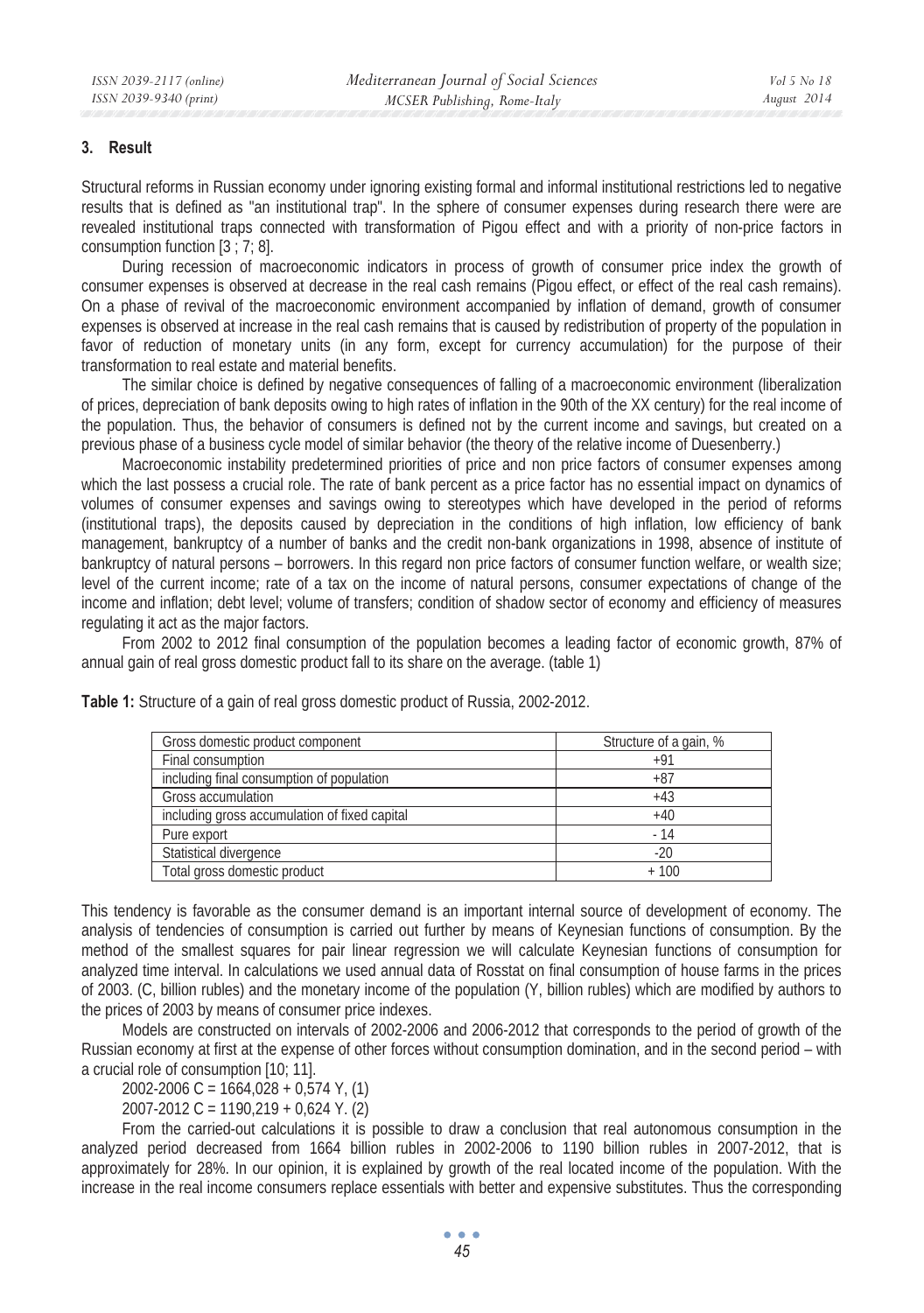## 3. Result

Structural reforms in Russian economy under ignoring existing formal and informal institutional restrictions led to negative results that is defined as "an institutional trap". In the sphere of consumer expenses during research there were are revealed institutional traps connected with transformation of Pigou effect and with a priority of non-price factors in consumption function [3 ; 7; 8].

During recession of macroeconomic indicators in process of growth of consumer price index the growth of consumer expenses is observed at decrease in the real cash remains (Pigou effect, or effect of the real cash remains). On a phase of revival of the macroeconomic environment accompanied by inflation of demand, growth of consumer expenses is observed at increase in the real cash remains that is caused by redistribution of property of the population in favor of reduction of monetary units (in any form, except for currency accumulation) for the purpose of their transformation to real estate and material benefits.

The similar choice is defined by negative consequences of falling of a macroeconomic environment (liberalization of prices, depreciation of bank deposits owing to high rates of inflation in the 90th of the XX century) for the real income of the population. Thus, the behavior of consumers is defined not by the current income and savings, but created on a previous phase of a business cycle model of similar behavior (the theory of the relative income of Duesenberry.)

Macroeconomic instability predetermined priorities of price and non price factors of consumer expenses among which the last possess a crucial role. The rate of bank percent as a price factor has no essential impact on dynamics of volumes of consumer expenses and savings owing to stereotypes which have developed in the period of reforms (institutional traps), the deposits caused by depreciation in the conditions of high inflation, low efficiency of bank management, bankruptcy of a number of banks and the credit non-bank organizations in 1998, absence of institute of bankruptcy of natural persons – borrowers. In this regard non price factors of consumer function welfare, or wealth size; level of the current income; rate of a tax on the income of natural persons, consumer expectations of change of the income and inflation; debt level; volume of transfers; condition of shadow sector of economy and efficiency of measures regulating it act as the major factors.

From 2002 to 2012 final consumption of the population becomes a leading factor of economic growth, 87% of annual gain of real gross domestic product fall to its share on the average. (table 1)

**Table 1:** Structure of a gain of real gross domestic product of Russia, 2002-2012.

| Gross domestic product component | Structure of a gain, % |
|---|---|
| Final consumption | +91 |
| including final consumption of population | +87 |
| Gross accumulation | +43 |
| including gross accumulation of fixed capital | +40 |
| Pure export | - 14 |
| Statistical divergence | -20 |
| Total gross domestic product | + 100 |

This tendency is favorable as the consumer demand is an important internal source of development of economy. The analysis of tendencies of consumption is carried out further by means of Keynesian functions of consumption. By the method of the smallest squares for pair linear regression we will calculate Keynesian functions of consumption for analyzed time interval. In calculations we used annual data of Rosstat on final consumption of house farms in the prices of 2003. (C, billion rubles) and the monetary income of the population (Y, billion rubles) which are modified by authors to the prices of 2003 by means of consumer price indexes.

Models are constructed on intervals of 2002-2006 and 2006-2012 that corresponds to the period of growth of the Russian economy at first at the expense of other forces without consumption domination, and in the second period – with a crucial role of consumption [10; 11].

2002-2006 $C = 1664{,}028 + 0{,}574\ Y$, (1)

2007-2012 $C = 1190{,}219 + 0{,}624\ Y$. (2)

From the carried-out calculations it is possible to draw a conclusion that real autonomous consumption in the analyzed period decreased from 1664 billion rubles in 2002-2006 to 1190 billion rubles in 2007-2012, that is approximately for 28%. In our opinion, it is explained by growth of the real located income of the population. With the increase in the real income consumers replace essentials with better and expensive substitutes. Thus the corresponding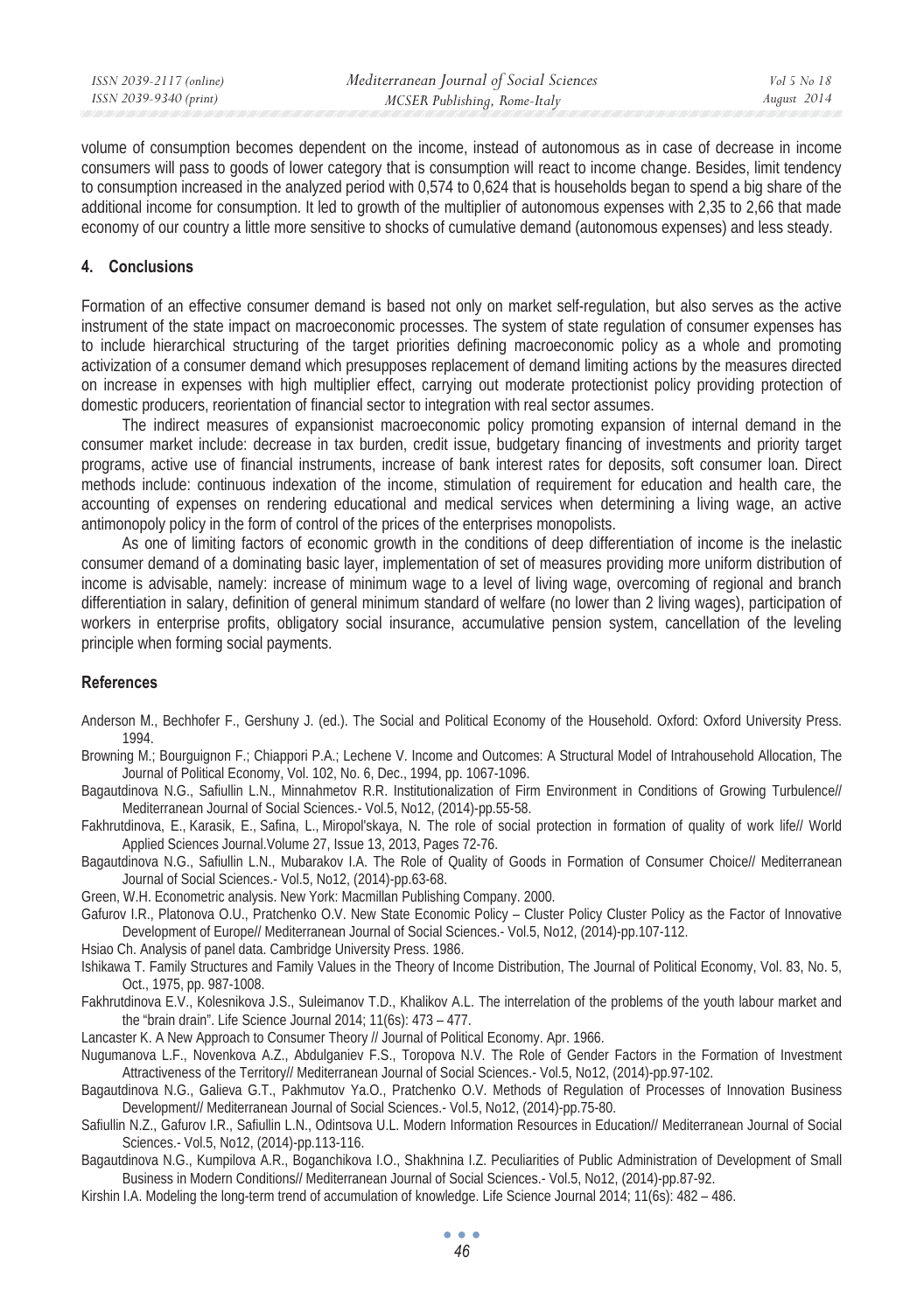volume of consumption becomes dependent on the income, instead of autonomous as in case of decrease in income consumers will pass to goods of lower category that is consumption will react to income change. Besides, limit tendency to consumption increased in the analyzed period with 0,574 to 0,624 that is households began to spend a big share of the additional income for consumption. It led to growth of the multiplier of autonomous expenses with 2,35 to 2,66 that made economy of our country a little more sensitive to shocks of cumulative demand (autonomous expenses) and less steady.

## 4. Conclusions

Formation of an effective consumer demand is based not only on market self-regulation, but also serves as the active instrument of the state impact on macroeconomic processes. The system of state regulation of consumer expenses has to include hierarchical structuring of the target priorities defining macroeconomic policy as a whole and promoting activization of a consumer demand which presupposes replacement of demand limiting actions by the measures directed on increase in expenses with high multiplier effect, carrying out moderate protectionist policy providing protection of domestic producers, reorientation of financial sector to integration with real sector assumes.

The indirect measures of expansionist macroeconomic policy promoting expansion of internal demand in the consumer market include: decrease in tax burden, credit issue, budgetary financing of investments and priority target programs, active use of financial instruments, increase of bank interest rates for deposits, soft consumer loan. Direct methods include: continuous indexation of the income, stimulation of requirement for education and health care, the accounting of expenses on rendering educational and medical services when determining a living wage, an active antimonopoly policy in the form of control of the prices of the enterprises monopolists.

As one of limiting factors of economic growth in the conditions of deep differentiation of income is the inelastic consumer demand of a dominating basic layer, implementation of set of measures providing more uniform distribution of income is advisable, namely: increase of minimum wage to a level of living wage, overcoming of regional and branch differentiation in salary, definition of general minimum standard of welfare (no lower than 2 living wages), participation of workers in enterprise profits, obligatory social insurance, accumulative pension system, cancellation of the leveling principle when forming social payments.

## References

Anderson M., Bechhofer F., Gershuny J. (ed.). The Social and Political Economy of the Household. Oxford: Oxford University Press. 1994.

Browning M.; Bourguignon F.; Chiappori P.A.; Lechene V. Income and Outcomes: A Structural Model of Intrahousehold Allocation, The Journal of Political Economy, Vol. 102, No. 6, Dec., 1994, pp. 1067-1096.

Bagautdinova N.G., Safiullin L.N., Minnahmetov R.R. Institutionalization of Firm Environment in Conditions of Growing Turbulence// Mediterranean Journal of Social Sciences.- Vol.5, No12, (2014)-pp.55-58.

Fakhrutdinova, E., Karasik, E., Safina, L., Miropol'skaya, N. The role of social protection in formation of quality of work life// World Applied Sciences Journal.Volume 27, Issue 13, 2013, Pages 72-76.

Bagautdinova N.G., Safiullin L.N., Mubarakov I.A. The Role of Quality of Goods in Formation of Consumer Choice// Mediterranean Journal of Social Sciences.- Vol.5, No12, (2014)-pp.63-68.

Green, W.H. Econometric analysis. New York: Macmillan Publishing Company. 2000.

Gafurov I.R., Platonova O.U., Pratchenko O.V. New State Economic Policy – Cluster Policy Cluster Policy as the Factor of Innovative Development of Europe// Mediterranean Journal of Social Sciences.- Vol.5, No12, (2014)-pp.107-112.

Hsiao Ch. Analysis of panel data. Cambridge University Press. 1986.

Ishikawa T. Family Structures and Family Values in the Theory of Income Distribution, The Journal of Political Economy, Vol. 83, No. 5, Oct., 1975, pp. 987-1008.

Fakhrutdinova E.V., Kolesnikova J.S., Suleimanov T.D., Khalikov A.L. The interrelation of the problems of the youth labour market and the "brain drain". Life Science Journal 2014; 11(6s): 473 – 477.

Lancaster K. A New Approach to Consumer Theory // Journal of Political Economy. Apr. 1966.

Nugumanova L.F., Novenkova A.Z., Abdulganiev F.S., Toropova N.V. The Role of Gender Factors in the Formation of Investment Attractiveness of the Territory// Mediterranean Journal of Social Sciences.- Vol.5, No12, (2014)-pp.97-102.

Bagautdinova N.G., Galieva G.T., Pakhmutov Ya.O., Pratchenko O.V. Methods of Regulation of Processes of Innovation Business Development// Mediterranean Journal of Social Sciences.- Vol.5, No12, (2014)-pp.75-80.

Safiullin N.Z., Gafurov I.R., Safiullin L.N., Odintsova U.L. Modern Information Resources in Education// Mediterranean Journal of Social Sciences.- Vol.5, No12, (2014)-pp.113-116.

Bagautdinova N.G., Kumpilova A.R., Boganchikova I.O., Shakhnina I.Z. Peculiarities of Public Administration of Development of Small Business in Modern Conditions// Mediterranean Journal of Social Sciences.- Vol.5, No12, (2014)-pp.87-92.

Kirshin I.A. Modeling the long-term trend of accumulation of knowledge. Life Science Journal 2014; 11(6s): 482 – 486.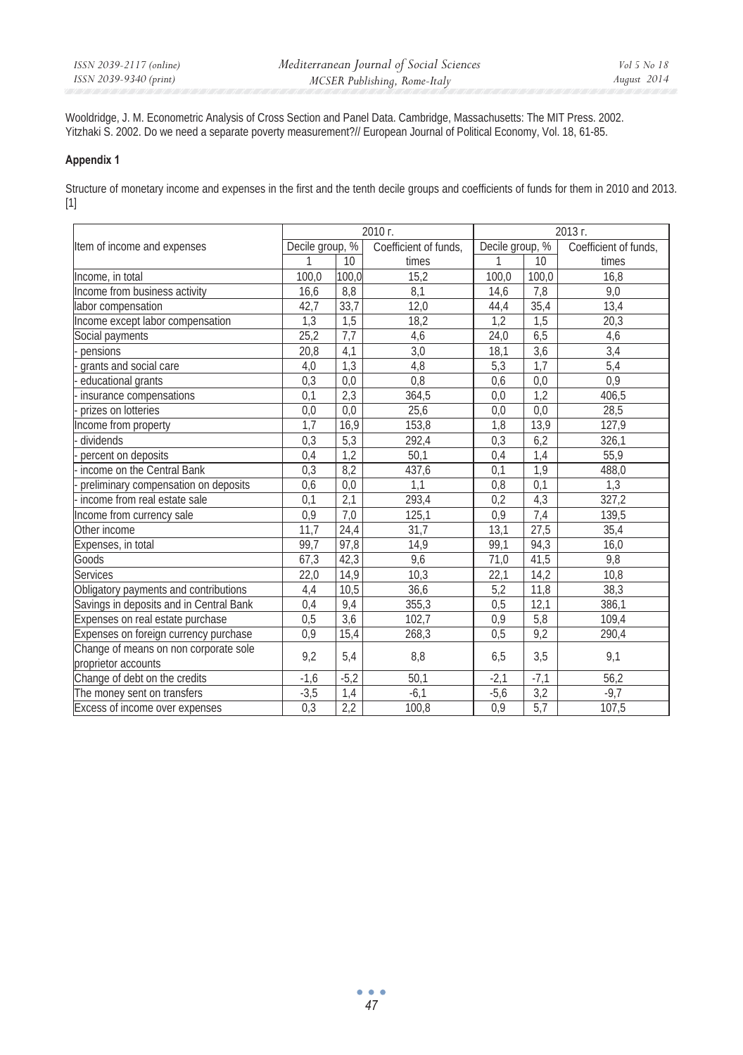Wooldridge, J. M. Econometric Analysis of Cross Section and Panel Data. Cambridge, Massachusetts: The MIT Press. 2002.
Yitzhaki S. 2002. Do we need a separate poverty measurement?// European Journal of Political Economy, Vol. 18, 61-85.

**Appendix 1**

Structure of monetary income and expenses in the first and the tenth decile groups and coefficients of funds for them in 2010 and 2013. [1]

| Item of income and expenses | 2010 г. | | | 2013 г. | | |
|---|---|---|---|---|---|---|
| | Decile group, % | | Coefficient of funds, times | Decile group, % | | Coefficient of funds, times |
| | 1 | 10 | | 1 | 10 | |
| Income, in total | 100,0 | 100,0 | 15,2 | 100,0 | 100,0 | 16,8 |
| Income from business activity | 16,6 | 8,8 | 8,1 | 14,6 | 7,8 | 9,0 |
| labor compensation | 42,7 | 33,7 | 12,0 | 44,4 | 35,4 | 13,4 |
| Income except labor compensation | 1,3 | 1,5 | 18,2 | 1,2 | 1,5 | 20,3 |
| Social payments | 25,2 | 7,7 | 4,6 | 24,0 | 6,5 | 4,6 |
| - pensions | 20,8 | 4,1 | 3,0 | 18,1 | 3,6 | 3,4 |
| - grants and social care | 4,0 | 1,3 | 4,8 | 5,3 | 1,7 | 5,4 |
| - educational grants | 0,3 | 0,0 | 0,8 | 0,6 | 0,0 | 0,9 |
| - insurance compensations | 0,1 | 2,3 | 364,5 | 0,0 | 1,2 | 406,5 |
| - prizes on lotteries | 0,0 | 0,0 | 25,6 | 0,0 | 0,0 | 28,5 |
| Income from property | 1,7 | 16,9 | 153,8 | 1,8 | 13,9 | 127,9 |
| - dividends | 0,3 | 5,3 | 292,4 | 0,3 | 6,2 | 326,1 |
| - percent on deposits | 0,4 | 1,2 | 50,1 | 0,4 | 1,4 | 55,9 |
| - income on the Central Bank | 0,3 | 8,2 | 437,6 | 0,1 | 1,9 | 488,0 |
| - preliminary compensation on deposits | 0,6 | 0,0 | 1,1 | 0,8 | 0,1 | 1,3 |
| - income from real estate sale | 0,1 | 2,1 | 293,4 | 0,2 | 4,3 | 327,2 |
| Income from currency sale | 0,9 | 7,0 | 125,1 | 0,9 | 7,4 | 139,5 |
| Other income | 11,7 | 24,4 | 31,7 | 13,1 | 27,5 | 35,4 |
| Expenses, in total | 99,7 | 97,8 | 14,9 | 99,1 | 94,3 | 16,0 |
| Goods | 67,3 | 42,3 | 9,6 | 71,0 | 41,5 | 9,8 |
| Services | 22,0 | 14,9 | 10,3 | 22,1 | 14,2 | 10,8 |
| Obligatory payments and contributions | 4,4 | 10,5 | 36,6 | 5,2 | 11,8 | 38,3 |
| Savings in deposits and in Central Bank | 0,4 | 9,4 | 355,3 | 0,5 | 12,1 | 386,1 |
| Expenses on real estate purchase | 0,5 | 3,6 | 102,7 | 0,9 | 5,8 | 109,4 |
| Expenses on foreign currency purchase | 0,9 | 15,4 | 268,3 | 0,5 | 9,2 | 290,4 |
| Change of means on non corporate sole proprietor accounts | 9,2 | 5,4 | 8,8 | 6,5 | 3,5 | 9,1 |
| Change of debt on the credits | -1,6 | -5,2 | 50,1 | -2,1 | -7,1 | 56,2 |
| The money sent on transfers | -3,5 | 1,4 | -6,1 | -5,6 | 3,2 | -9,7 |
| Excess of income over expenses | 0,3 | 2,2 | 100,8 | 0,9 | 5,7 | 107,5 |